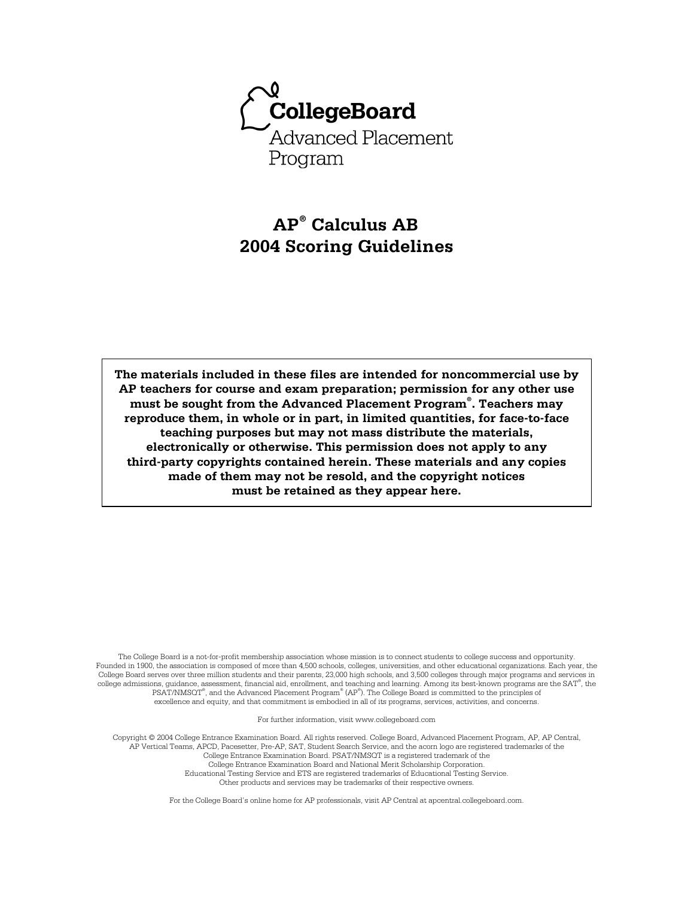CollegeBoard

Advanced Placement Program

# AP® Calculus AB
# 2004 Scoring Guidelines

**The materials included in these files are intended for noncommercial use by AP teachers for course and exam preparation; permission for any other use must be sought from the Advanced Placement Program®. Teachers may reproduce them, in whole or in part, in limited quantities, for face-to-face teaching purposes but may not mass distribute the materials, electronically or otherwise. This permission does not apply to any third-party copyrights contained herein. These materials and any copies made of them may not be resold, and the copyright notices must be retained as they appear here.**

The College Board is a not-for-profit membership association whose mission is to connect students to college success and opportunity. Founded in 1900, the association is composed of more than 4,500 schools, colleges, universities, and other educational organizations. Each year, the College Board serves over three million students and their parents, 23,000 high schools, and 3,500 colleges through major programs and services in college admissions, guidance, assessment, financial aid, enrollment, and teaching and learning. Among its best-known programs are the SAT®, the PSAT/NMSQT®, and the Advanced Placement Program® (AP®). The College Board is committed to the principles of excellence and equity, and that commitment is embodied in all of its programs, services, activities, and concerns.

For further information, visit www.collegeboard.com

Copyright © 2004 College Entrance Examination Board. All rights reserved. College Board, Advanced Placement Program, AP, AP Central, AP Vertical Teams, APCD, Pacesetter, Pre-AP, SAT, Student Search Service, and the acorn logo are registered trademarks of the College Entrance Examination Board. PSAT/NMSQT is a registered trademark of the College Entrance Examination Board and National Merit Scholarship Corporation. Educational Testing Service and ETS are registered trademarks of Educational Testing Service. Other products and services may be trademarks of their respective owners.

For the College Board's online home for AP professionals, visit AP Central at apcentral.collegeboard.com.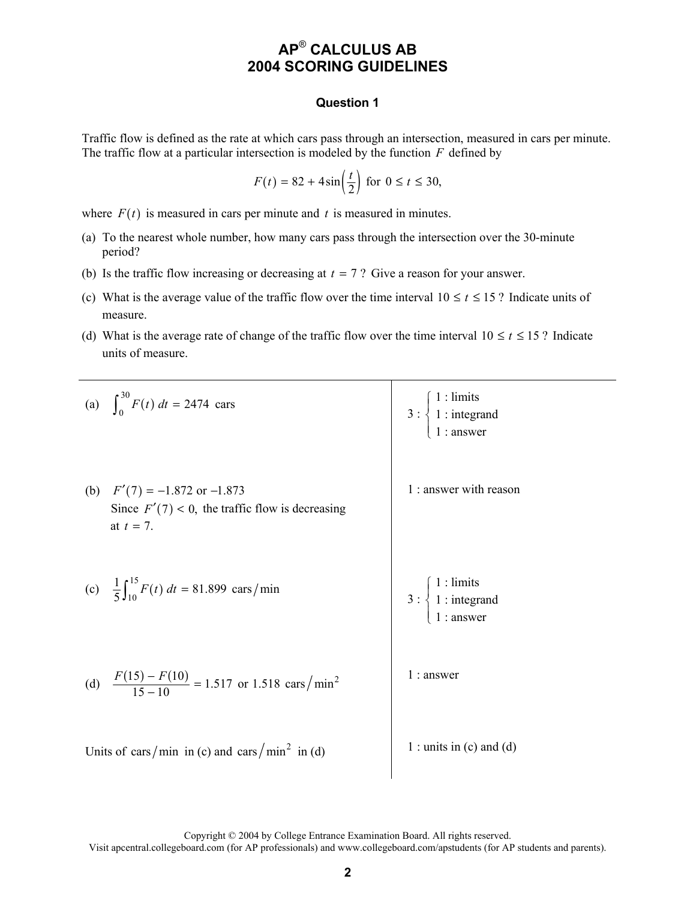# AP® CALCULUS AB
# 2004 SCORING GUIDELINES

## Question 1

Traffic flow is defined as the rate at which cars pass through an intersection, measured in cars per minute. The traffic flow at a particular intersection is modeled by the function $F$ defined by

$$F(t) = 82 + 4\sin\left(\frac{t}{2}\right) \text{ for } 0 \le t \le 30,$$

where $F(t)$ is measured in cars per minute and $t$ is measured in minutes.

(a) To the nearest whole number, how many cars pass through the intersection over the 30-minute period?

(b) Is the traffic flow increasing or decreasing at $t = 7$? Give a reason for your answer.

(c) What is the average value of the traffic flow over the time interval $10 \le t \le 15$? Indicate units of measure.

(d) What is the average rate of change of the traffic flow over the time interval $10 \le t \le 15$? Indicate units of measure.

| Solution | Scoring |
|---|---|
| (a) $\int_0^{30} F(t)\,dt = 2474$ cars | 3 : { 1 : limits; 1 : integrand; 1 : answer } |
| (b) $F'(7) = -1.872$ or $-1.873$. Since $F'(7) < 0$, the traffic flow is decreasing at $t = 7$. | 1 : answer with reason |
| (c) $\frac{1}{5}\int_{10}^{15} F(t)\,dt = 81.899$ cars/min | 3 : { 1 : limits; 1 : integrand; 1 : answer } |
| (d) $\frac{F(15) - F(10)}{15 - 10} = 1.517$ or $1.518$ cars/min$^2$ | 1 : answer |
| Units of cars/min in (c) and cars/min$^2$ in (d) | 1 : units in (c) and (d) |

Copyright © 2004 by College Entrance Examination Board. All rights reserved.
Visit apcentral.collegeboard.com (for AP professionals) and www.collegeboard.com/apstudents (for AP students and parents).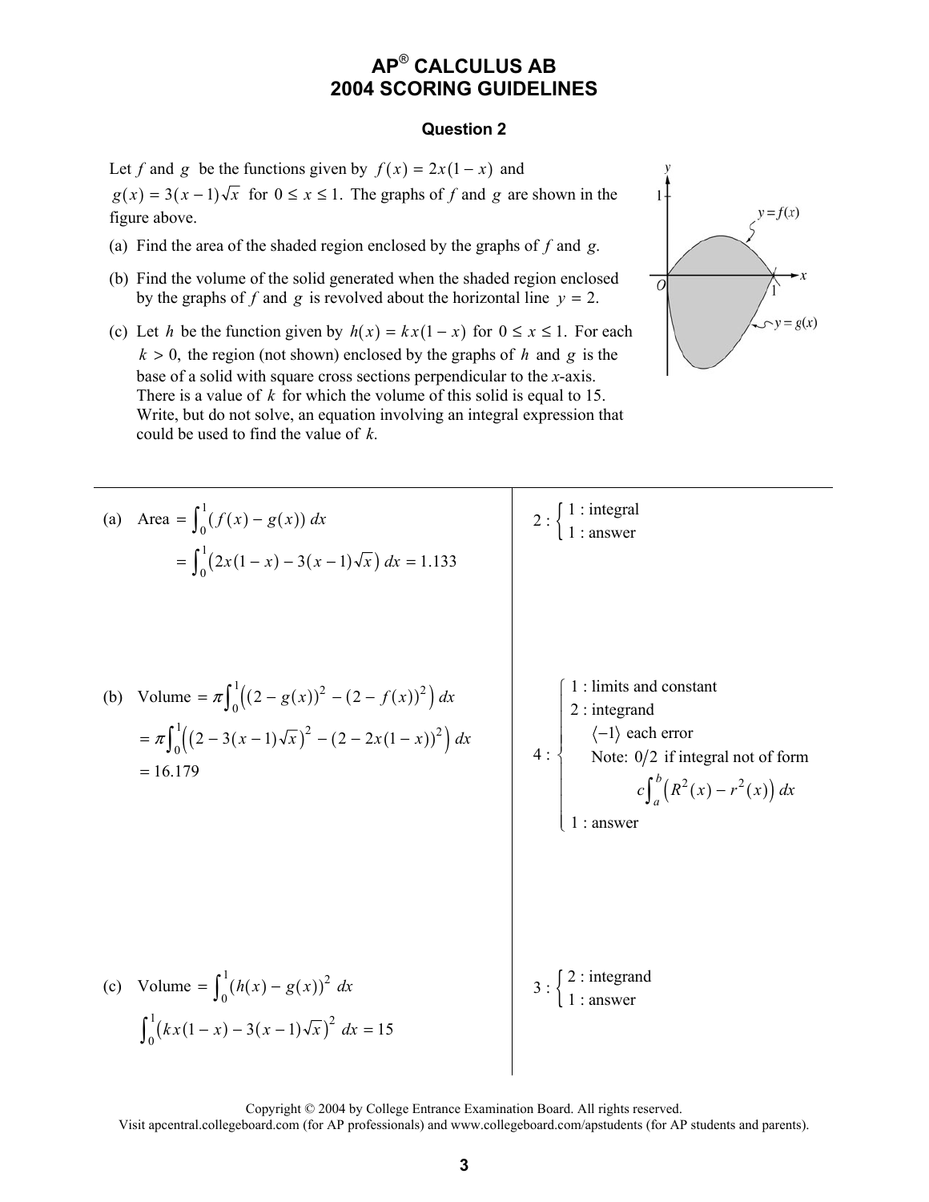# AP® CALCULUS AB
# 2004 SCORING GUIDELINES

## Question 2

Let $f$ and $g$ be the functions given by $f(x) = 2x(1-x)$ and $g(x) = 3(x-1)\sqrt{x}$ for $0 \le x \le 1$. The graphs of $f$ and $g$ are shown in the figure above.

(a) Find the area of the shaded region enclosed by the graphs of $f$ and $g$.

(b) Find the volume of the solid generated when the shaded region enclosed by the graphs of $f$ and $g$ is revolved about the horizontal line $y = 2$.

(c) Let $h$ be the function given by $h(x) = kx(1-x)$ for $0 \le x \le 1$. For each $k > 0$, the region (not shown) enclosed by the graphs of $h$ and $g$ is the base of a solid with square cross sections perpendicular to the $x$-axis. There is a value of $k$ for which the volume of this solid is equal to 15. Write, but do not solve, an equation involving an integral expression that could be used to find the value of $k$.

---

(a) Area $= \int_0^1 (f(x) - g(x))\,dx$

$= \int_0^1 \left(2x(1-x) - 3(x-1)\sqrt{x}\right)dx = 1.133$

$2: \begin{cases} 1: \text{integral} \\ 1: \text{answer} \end{cases}$

(b) Volume $= \pi \int_0^1 \left((2 - g(x))^2 - (2 - f(x))^2\right)dx$

$= \pi \int_0^1 \left(\left(2 - 3(x-1)\sqrt{x}\right)^2 - (2 - 2x(1-x))^2\right)dx$

$= 16.179$

$4: \begin{cases} 1: \text{limits and constant} \\ 2: \text{integrand} \\ \quad \langle -1 \rangle \text{ each error} \\ \quad \text{Note: } 0/2 \text{ if integral not of form} \\ \quad\quad c\int_a^b \left(R^2(x) - r^2(x)\right)dx \\ 1: \text{answer} \end{cases}$

(c) Volume $= \int_0^1 (h(x) - g(x))^2\,dx$

$\int_0^1 \left(kx(1-x) - 3(x-1)\sqrt{x}\right)^2 dx = 15$

$3: \begin{cases} 2: \text{integrand} \\ 1: \text{answer} \end{cases}$

Copyright © 2004 by College Entrance Examination Board. All rights reserved.
Visit apcentral.collegeboard.com (for AP professionals) and www.collegeboard.com/apstudents (for AP students and parents).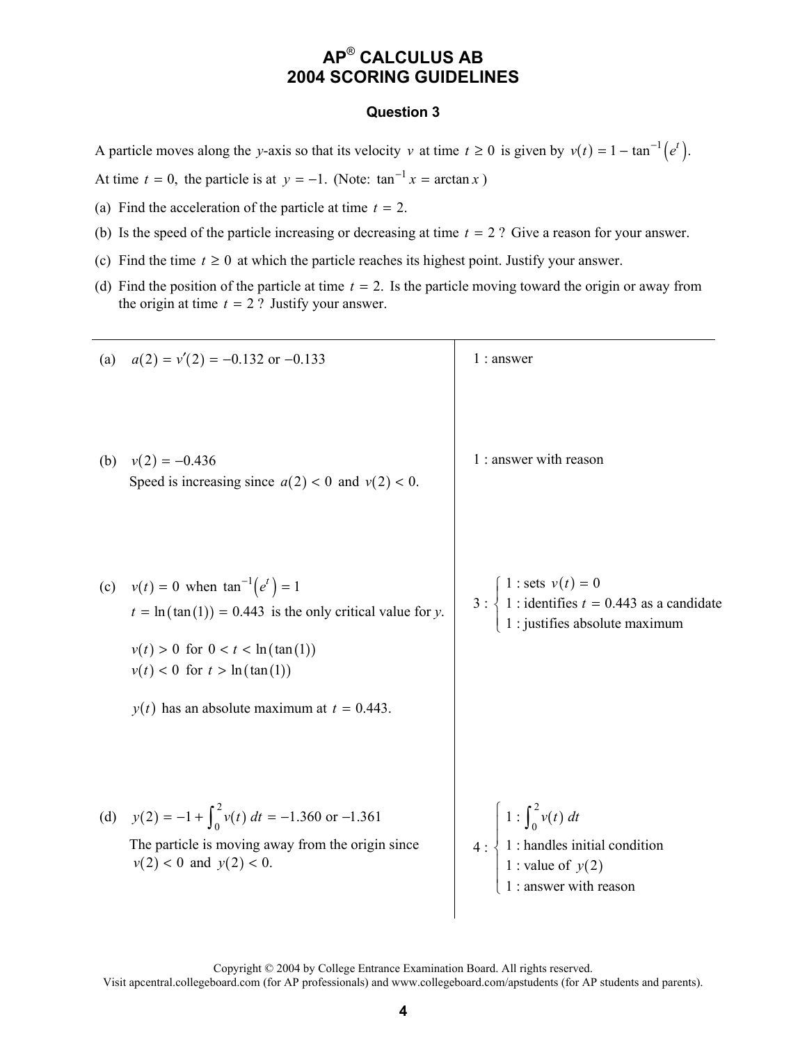# AP® CALCULUS AB
# 2004 SCORING GUIDELINES

## Question 3

A particle moves along the $y$-axis so that its velocity $v$ at time $t \geq 0$ is given by $v(t) = 1 - \tan^{-1}\left(e^t\right)$. At time $t = 0$, the particle is at $y = -1$. (Note: $\tan^{-1} x = \arctan x$ )

(a) Find the acceleration of the particle at time $t = 2$.

(b) Is the speed of the particle increasing or decreasing at time $t = 2$ ? Give a reason for your answer.

(c) Find the time $t \geq 0$ at which the particle reaches its highest point. Justify your answer.

(d) Find the position of the particle at time $t = 2$. Is the particle moving toward the origin or away from the origin at time $t = 2$ ? Justify your answer.

---

(a) $a(2) = v'(2) = -0.132$ or $-0.133$

1 : answer

(b) $v(2) = -0.436$

Speed is increasing since $a(2) < 0$ and $v(2) < 0$.

1 : answer with reason

(c) $v(t) = 0$ when $\tan^{-1}\left(e^t\right) = 1$

$t = \ln(\tan(1)) = 0.443$ is the only critical value for $y$.

$v(t) > 0$ for $0 < t < \ln(\tan(1))$

$v(t) < 0$ for $t > \ln(\tan(1))$

$y(t)$ has an absolute maximum at $t = 0.443$.

3 :
- 1 : sets $v(t) = 0$
- 1 : identifies $t = 0.443$ as a candidate
- 1 : justifies absolute maximum

(d) $y(2) = -1 + \int_0^2 v(t)\, dt = -1.360$ or $-1.361$

The particle is moving away from the origin since $v(2) < 0$ and $y(2) < 0$.

4 :
- 1 : $\int_0^2 v(t)\, dt$
- 1 : handles initial condition
- 1 : value of $y(2)$
- 1 : answer with reason

Copyright © 2004 by College Entrance Examination Board. All rights reserved.
Visit apcentral.collegeboard.com (for AP professionals) and www.collegeboard.com/apstudents (for AP students and parents).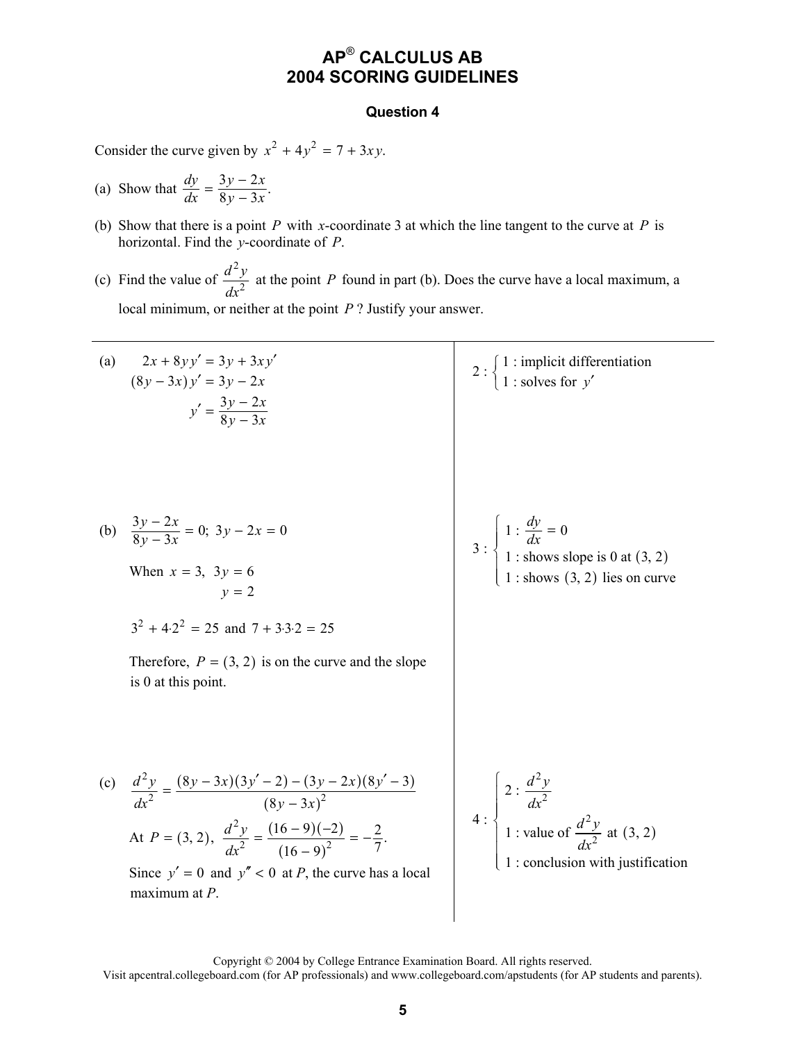# AP® CALCULUS AB
# 2004 SCORING GUIDELINES

### Question 4

Consider the curve given by $x^2 + 4y^2 = 7 + 3xy$.

(a) Show that $\dfrac{dy}{dx} = \dfrac{3y - 2x}{8y - 3x}$.

(b) Show that there is a point $P$ with $x$-coordinate 3 at which the line tangent to the curve at $P$ is horizontal. Find the $y$-coordinate of $P$.

(c) Find the value of $\dfrac{d^2y}{dx^2}$ at the point $P$ found in part (b). Does the curve have a local maximum, a local minimum, or neither at the point $P$? Justify your answer.

---

(a)

$$2x + 8yy' = 3y + 3xy'$$
$$(8y - 3x)y' = 3y - 2x$$
$$y' = \frac{3y - 2x}{8y - 3x}$$

$2: \begin{cases} 1 : \text{implicit differentiation} \\ 1 : \text{solves for } y' \end{cases}$

(b) $\dfrac{3y - 2x}{8y - 3x} = 0;\ 3y - 2x = 0$

When $x = 3,\ 3y = 6$

$y = 2$

$3^2 + 4 \cdot 2^2 = 25$ and $7 + 3 \cdot 3 \cdot 2 = 25$

Therefore, $P = (3, 2)$ is on the curve and the slope is 0 at this point.

$3: \begin{cases} 1 : \dfrac{dy}{dx} = 0 \\ 1 : \text{shows slope is 0 at } (3, 2) \\ 1 : \text{shows } (3, 2) \text{ lies on curve} \end{cases}$

(c) $\dfrac{d^2y}{dx^2} = \dfrac{(8y - 3x)(3y' - 2) - (3y - 2x)(8y' - 3)}{(8y - 3x)^2}$

At $P = (3, 2)$, $\dfrac{d^2y}{dx^2} = \dfrac{(16 - 9)(-2)}{(16 - 9)^2} = -\dfrac{2}{7}$.

Since $y' = 0$ and $y'' < 0$ at $P$, the curve has a local maximum at $P$.

$4: \begin{cases} 2 : \dfrac{d^2y}{dx^2} \\ 1 : \text{value of } \dfrac{d^2y}{dx^2} \text{ at } (3, 2) \\ 1 : \text{conclusion with justification} \end{cases}$

Copyright © 2004 by College Entrance Examination Board. All rights reserved.
Visit apcentral.collegeboard.com (for AP professionals) and www.collegeboard.com/apstudents (for AP students and parents).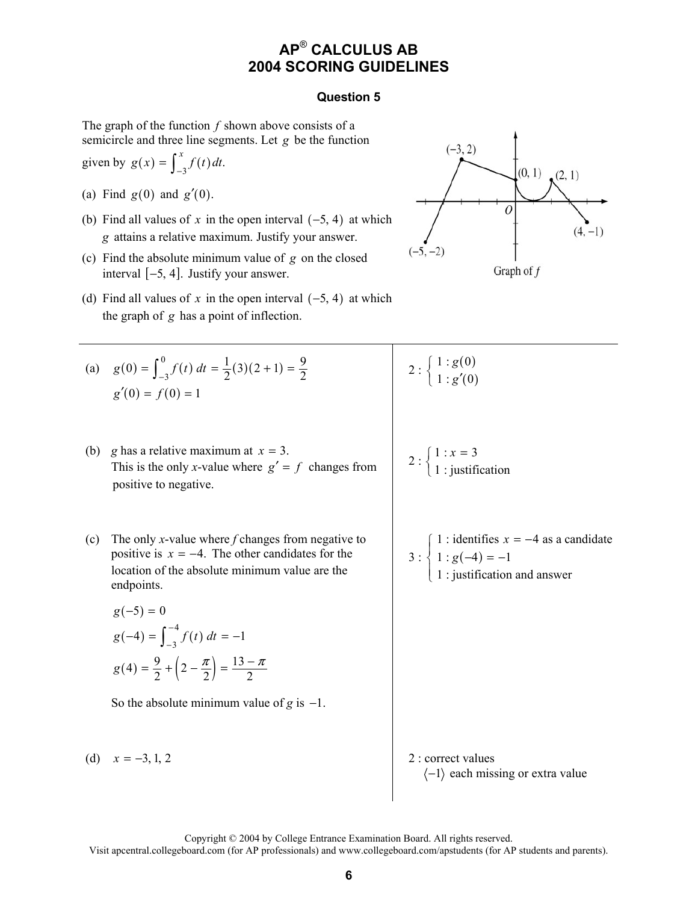# AP® CALCULUS AB
# 2004 SCORING GUIDELINES

### Question 5

The graph of the function $f$ shown above consists of a semicircle and three line segments. Let $g$ be the function given by $g(x) = \int_{-3}^{x} f(t)\,dt$.

(a) Find $g(0)$ and $g'(0)$.

(b) Find all values of $x$ in the open interval $(-5, 4)$ at which $g$ attains a relative maximum. Justify your answer.

(c) Find the absolute minimum value of $g$ on the closed interval $[-5, 4]$. Justify your answer.

(d) Find all values of $x$ in the open interval $(-5, 4)$ at which the graph of $g$ has a point of inflection.

---

(a) $g(0) = \int_{-3}^{0} f(t)\,dt = \frac{1}{2}(3)(2+1) = \frac{9}{2}$

$g'(0) = f(0) = 1$

$2: \begin{cases} 1: g(0) \\ 1: g'(0) \end{cases}$

(b) $g$ has a relative maximum at $x = 3$.
This is the only $x$-value where $g' = f$ changes from positive to negative.

$2: \begin{cases} 1: x = 3 \\ 1: \text{justification} \end{cases}$

(c) The only $x$-value where $f$ changes from negative to positive is $x = -4$. The other candidates for the location of the absolute minimum value are the endpoints.

$g(-5) = 0$

$g(-4) = \int_{-3}^{-4} f(t)\,dt = -1$

$g(4) = \frac{9}{2} + \left(2 - \frac{\pi}{2}\right) = \frac{13 - \pi}{2}$

So the absolute minimum value of $g$ is $-1$.

$3: \begin{cases} 1: \text{identifies } x = -4 \text{ as a candidate} \\ 1: g(-4) = -1 \\ 1: \text{justification and answer} \end{cases}$

(d) $x = -3, 1, 2$

2 : correct values
$\langle -1 \rangle$ each missing or extra value

Copyright © 2004 by College Entrance Examination Board. All rights reserved.
Visit apcentral.collegeboard.com (for AP professionals) and www.collegeboard.com/apstudents (for AP students and parents).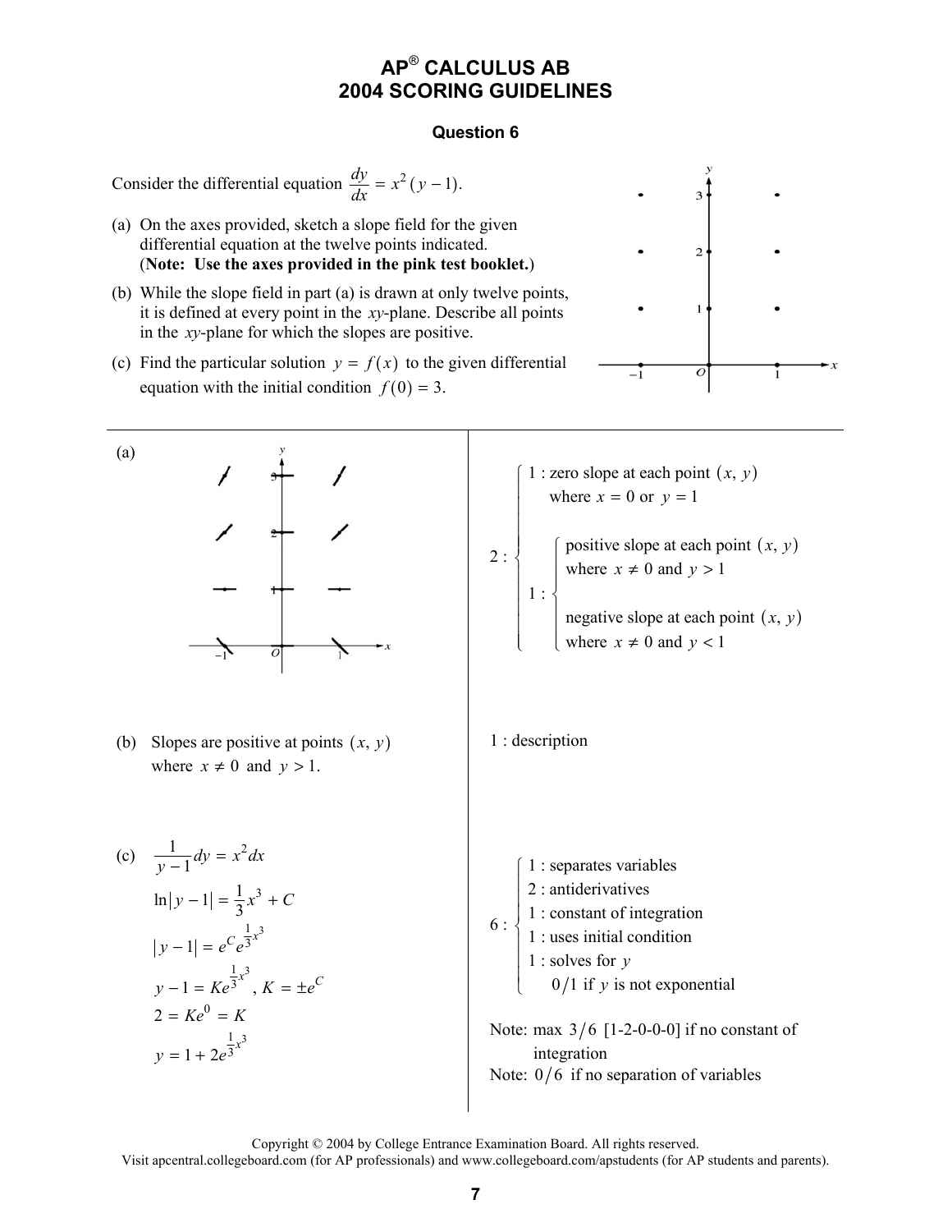# AP® CALCULUS AB
# 2004 SCORING GUIDELINES

## Question 6

Consider the differential equation $\frac{dy}{dx} = x^2(y - 1)$.

(a) On the axes provided, sketch a slope field for the given differential equation at the twelve points indicated. (**Note: Use the axes provided in the pink test booklet.**)

(b) While the slope field in part (a) is drawn at only twelve points, it is defined at every point in the $xy$-plane. Describe all points in the $xy$-plane for which the slopes are positive.

(c) Find the particular solution $y = f(x)$ to the given differential equation with the initial condition $f(0) = 3$.

y
3
2
1
−1
O
1
x

---

(a)

y
3
2
1
−1
O
1
x

2 : 
- 1 : zero slope at each point $(x, y)$ where $x = 0$ or $y = 1$
- 1 : 
  - positive slope at each point $(x, y)$ where $x \neq 0$ and $y > 1$
  - negative slope at each point $(x, y)$ where $x \neq 0$ and $y < 1$

(b) Slopes are positive at points $(x, y)$ where $x \neq 0$ and $y > 1$.

1 : description

(c)

$$\frac{1}{y-1}dy = x^2 dx$$

$$\ln|y - 1| = \frac{1}{3}x^3 + C$$

$$|y - 1| = e^C e^{\frac{1}{3}x^3}$$

$$y - 1 = Ke^{\frac{1}{3}x^3}, \; K = \pm e^C$$

$$2 = Ke^0 = K$$

$$y = 1 + 2e^{\frac{1}{3}x^3}$$

6 : 
- 1 : separates variables
- 2 : antiderivatives
- 1 : constant of integration
- 1 : uses initial condition
- 1 : solves for $y$
  - 0/1 if $y$ is not exponential

Note: max 3/6 [1-2-0-0-0] if no constant of integration

Note: 0/6 if no separation of variables